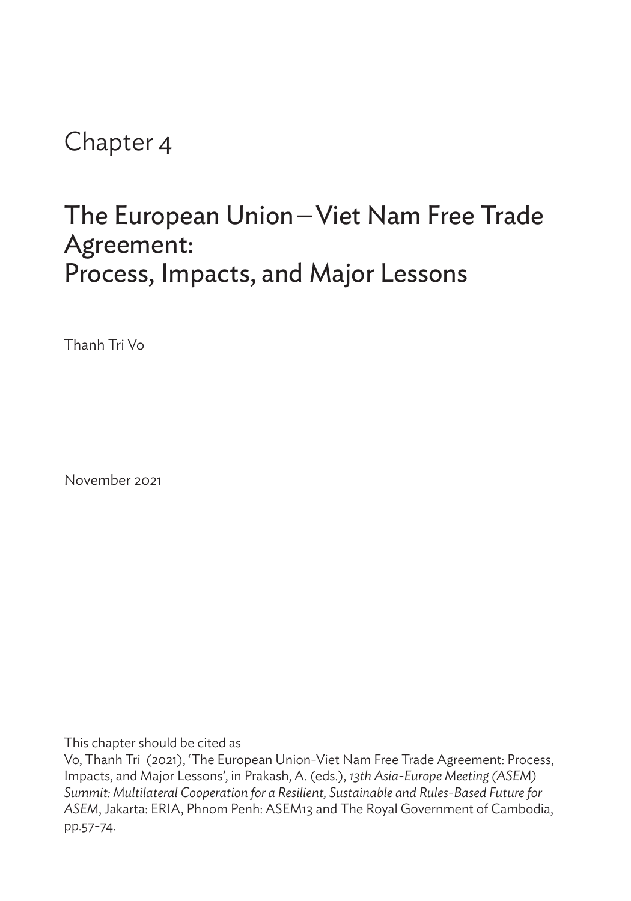# Chapter 4

# The European Union–Viet Nam Free Trade Agreement: Process, Impacts, and Major Lessons

Thanh Tri Vo

November 2021

This chapter should be cited as

Vo, Thanh Tri (2021), 'The European Union-Viet Nam Free Trade Agreement: Process, Impacts, and Major Lessons', in Prakash, A. (eds.), *13th Asia-Europe Meeting (ASEM) Summit: Multilateral Cooperation for a Resilient, Sustainable and Rules-Based Future for ASEM*, Jakarta: ERIA, Phnom Penh: ASEM13 and The Royal Government of Cambodia, pp.57-74.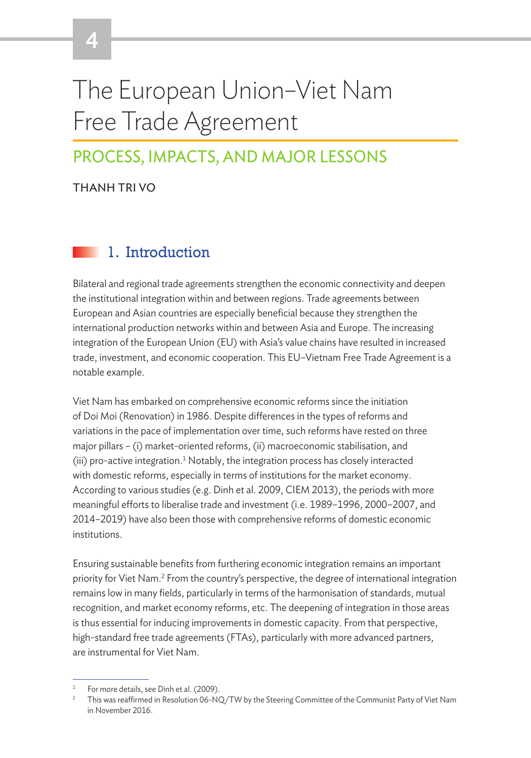4

# The European Union–Viet Nam Free Trade Agreement

## PROCESS, IMPACTS, AND MAJOR LESSONS

THANH TRI VO

## 1. Introduction

Bilateral and regional trade agreements strengthen the economic connectivity and deepen the institutional integration within and between regions. Trade agreements between European and Asian countries are especially beneficial because they strengthen the international production networks within and between Asia and Europe. The increasing integration of the European Union (EU) with Asia's value chains have resulted in increased trade, investment, and economic cooperation. This EU–Vietnam Free Trade Agreement is a notable example.

Viet Nam has embarked on comprehensive economic reforms since the initiation of Doi Moi (Renovation) in 1986. Despite differences in the types of reforms and variations in the pace of implementation over time, such reforms have rested on three major pillars – (i) market-oriented reforms, (ii) macroeconomic stabilisation, and (iii) pro-active integration.[1] Notably, the integration process has closely interacted with domestic reforms, especially in terms of institutions for the market economy. According to various studies (e.g. Dinh et al. 2009, CIEM 2013), the periods with more meaningful efforts to liberalise trade and investment (i.e. 1989–1996, 2000–2007, and 2014–2019) have also been those with comprehensive reforms of domestic economic institutions.

Ensuring sustainable benefits from furthering economic integration remains an important priority for Viet Nam.[2] From the country's perspective, the degree of international integration remains low in many fields, particularly in terms of the harmonisation of standards, mutual recognition, and market economy reforms, etc. The deepening of integration in those areas is thus essential for inducing improvements in domestic capacity. From that perspective, high-standard free trade agreements (FTAs), particularly with more advanced partners, are instrumental for Viet Nam.

---

[1] For more details, see Dinh et al. (2009).

[2] This was reaffirmed in Resolution 06-NQ/TW by the Steering Committee of the Communist Party of Viet Nam in November 2016.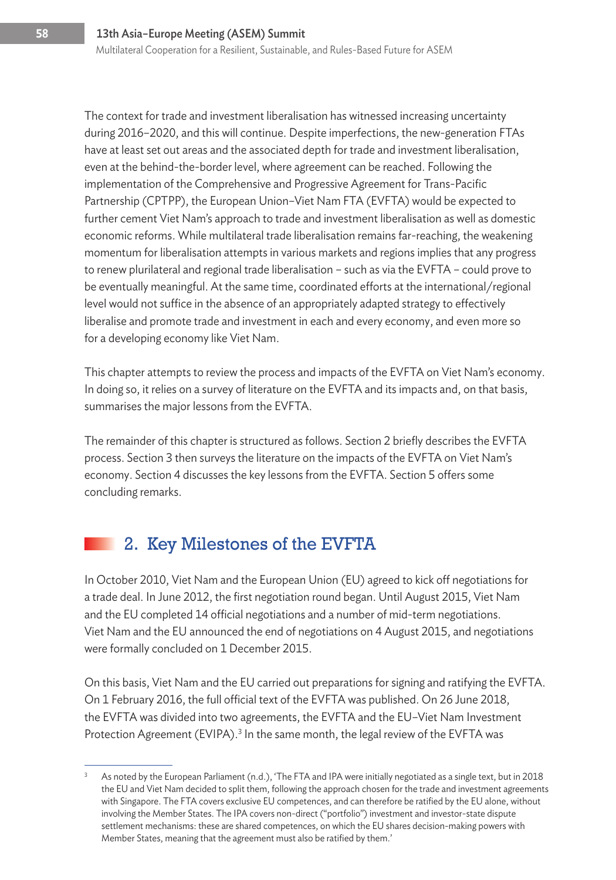The context for trade and investment liberalisation has witnessed increasing uncertainty during 2016–2020, and this will continue. Despite imperfections, the new-generation FTAs have at least set out areas and the associated depth for trade and investment liberalisation, even at the behind-the-border level, where agreement can be reached. Following the implementation of the Comprehensive and Progressive Agreement for Trans-Pacific Partnership (CPTPP), the European Union–Viet Nam FTA (EVFTA) would be expected to further cement Viet Nam's approach to trade and investment liberalisation as well as domestic economic reforms. While multilateral trade liberalisation remains far-reaching, the weakening momentum for liberalisation attempts in various markets and regions implies that any progress to renew plurilateral and regional trade liberalisation – such as via the EVFTA – could prove to be eventually meaningful. At the same time, coordinated efforts at the international/regional level would not suffice in the absence of an appropriately adapted strategy to effectively liberalise and promote trade and investment in each and every economy, and even more so for a developing economy like Viet Nam.

This chapter attempts to review the process and impacts of the EVFTA on Viet Nam's economy. In doing so, it relies on a survey of literature on the EVFTA and its impacts and, on that basis, summarises the major lessons from the EVFTA.

The remainder of this chapter is structured as follows. Section 2 briefly describes the EVFTA process. Section 3 then surveys the literature on the impacts of the EVFTA on Viet Nam's economy. Section 4 discusses the key lessons from the EVFTA. Section 5 offers some concluding remarks.

## 2. Key Milestones of the EVFTA

In October 2010, Viet Nam and the European Union (EU) agreed to kick off negotiations for a trade deal. In June 2012, the first negotiation round began. Until August 2015, Viet Nam and the EU completed 14 official negotiations and a number of mid-term negotiations. Viet Nam and the EU announced the end of negotiations on 4 August 2015, and negotiations were formally concluded on 1 December 2015.

On this basis, Viet Nam and the EU carried out preparations for signing and ratifying the EVFTA. On 1 February 2016, the full official text of the EVFTA was published. On 26 June 2018, the EVFTA was divided into two agreements, the EVFTA and the EU–Viet Nam Investment Protection Agreement (EVIPA).[3] In the same month, the legal review of the EVFTA was

---

[3] As noted by the European Parliament (n.d.), 'The FTA and IPA were initially negotiated as a single text, but in 2018 the EU and Viet Nam decided to split them, following the approach chosen for the trade and investment agreements with Singapore. The FTA covers exclusive EU competences, and can therefore be ratified by the EU alone, without involving the Member States. The IPA covers non-direct ("portfolio") investment and investor-state dispute settlement mechanisms: these are shared competences, on which the EU shares decision-making powers with Member States, meaning that the agreement must also be ratified by them.'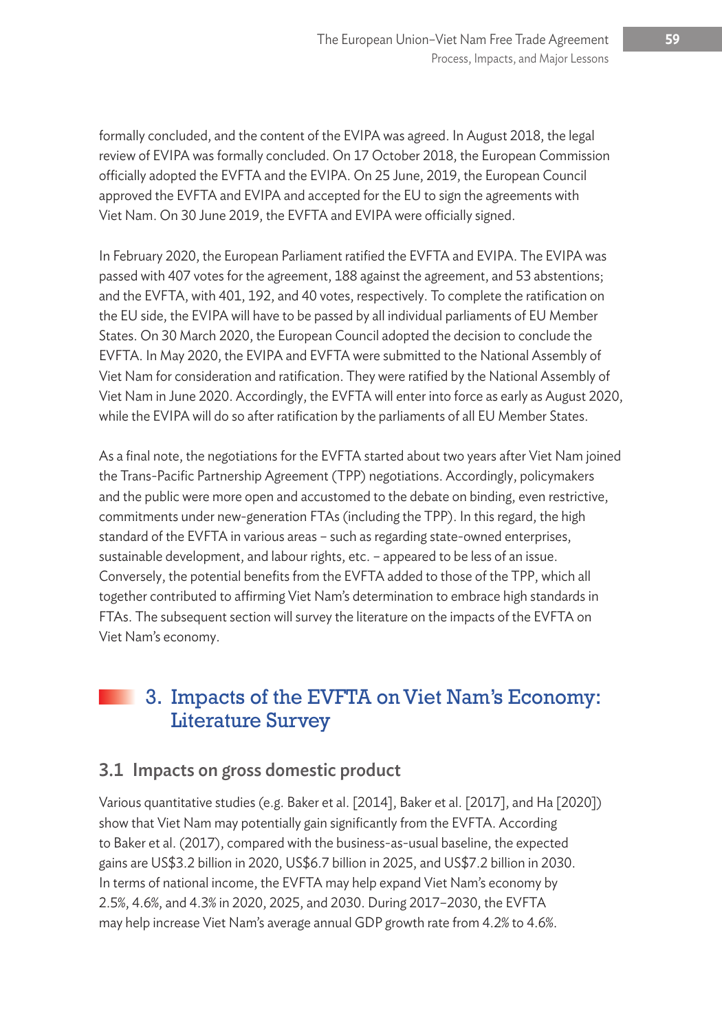formally concluded, and the content of the EVIPA was agreed. In August 2018, the legal review of EVIPA was formally concluded. On 17 October 2018, the European Commission officially adopted the EVFTA and the EVIPA. On 25 June, 2019, the European Council approved the EVFTA and EVIPA and accepted for the EU to sign the agreements with Viet Nam. On 30 June 2019, the EVFTA and EVIPA were officially signed.

In February 2020, the European Parliament ratified the EVFTA and EVIPA. The EVIPA was passed with 407 votes for the agreement, 188 against the agreement, and 53 abstentions; and the EVFTA, with 401, 192, and 40 votes, respectively. To complete the ratification on the EU side, the EVIPA will have to be passed by all individual parliaments of EU Member States. On 30 March 2020, the European Council adopted the decision to conclude the EVFTA. In May 2020, the EVIPA and EVFTA were submitted to the National Assembly of Viet Nam for consideration and ratification. They were ratified by the National Assembly of Viet Nam in June 2020. Accordingly, the EVFTA will enter into force as early as August 2020, while the EVIPA will do so after ratification by the parliaments of all EU Member States.

As a final note, the negotiations for the EVFTA started about two years after Viet Nam joined the Trans-Pacific Partnership Agreement (TPP) negotiations. Accordingly, policymakers and the public were more open and accustomed to the debate on binding, even restrictive, commitments under new-generation FTAs (including the TPP). In this regard, the high standard of the EVFTA in various areas – such as regarding state-owned enterprises, sustainable development, and labour rights, etc. – appeared to be less of an issue. Conversely, the potential benefits from the EVFTA added to those of the TPP, which all together contributed to affirming Viet Nam's determination to embrace high standards in FTAs. The subsequent section will survey the literature on the impacts of the EVFTA on Viet Nam's economy.

# 3. Impacts of the EVFTA on Viet Nam's Economy: Literature Survey

## 3.1 Impacts on gross domestic product

Various quantitative studies (e.g. Baker et al. [2014], Baker et al. [2017], and Ha [2020]) show that Viet Nam may potentially gain significantly from the EVFTA. According to Baker et al. (2017), compared with the business-as-usual baseline, the expected gains are US$3.2 billion in 2020, US$6.7 billion in 2025, and US$7.2 billion in 2030. In terms of national income, the EVFTA may help expand Viet Nam's economy by 2.5%, 4.6%, and 4.3% in 2020, 2025, and 2030. During 2017–2030, the EVFTA may help increase Viet Nam's average annual GDP growth rate from 4.2% to 4.6%.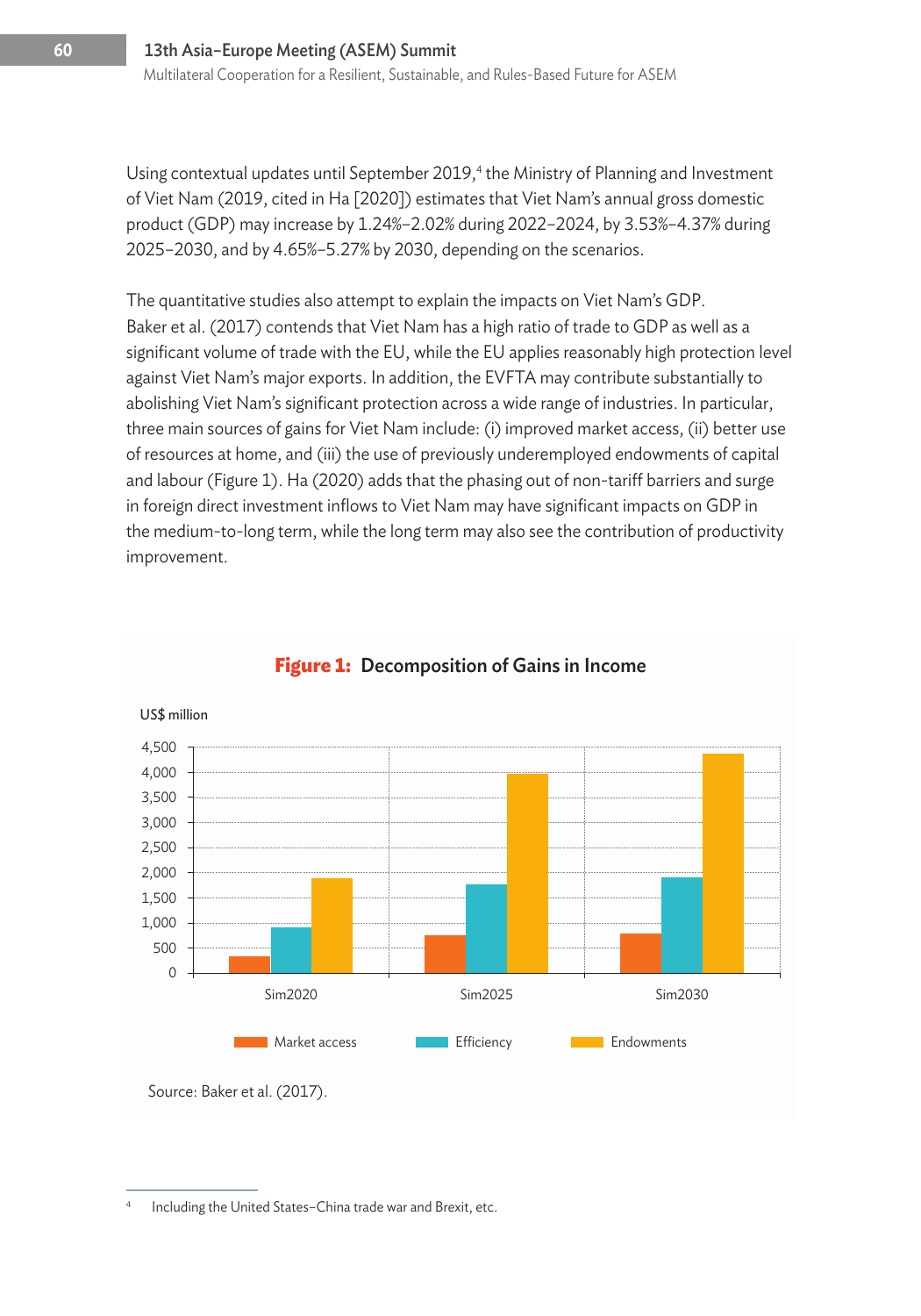Using contextual updates until September 2019,[4] the Ministry of Planning and Investment of Viet Nam (2019, cited in Ha [2020]) estimates that Viet Nam's annual gross domestic product (GDP) may increase by 1.24%–2.02% during 2022–2024, by 3.53%–4.37% during 2025–2030, and by 4.65%–5.27% by 2030, depending on the scenarios.

The quantitative studies also attempt to explain the impacts on Viet Nam's GDP. Baker et al. (2017) contends that Viet Nam has a high ratio of trade to GDP as well as a significant volume of trade with the EU, while the EU applies reasonably high protection level against Viet Nam's major exports. In addition, the EVFTA may contribute substantially to abolishing Viet Nam's significant protection across a wide range of industries. In particular, three main sources of gains for Viet Nam include: (i) improved market access, (ii) better use of resources at home, and (iii) the use of previously underemployed endowments of capital and labour (Figure 1). Ha (2020) adds that the phasing out of non-tariff barriers and surge in foreign direct investment inflows to Viet Nam may have significant impacts on GDP in the medium-to-long term, while the long term may also see the contribution of productivity improvement.

**Figure 1: Decomposition of Gains in Income**

US$ million

| | Market access | Efficiency | Endowments |
|---|---|---|---|
| Sim2020 | ~330 | ~920 | ~1,890 |
| Sim2025 | ~760 | ~1,770 | ~3,980 |
| Sim2030 | ~790 | ~1,910 | ~4,380 |

Source: Baker et al. (2017).

[4] Including the United States–China trade war and Brexit, etc.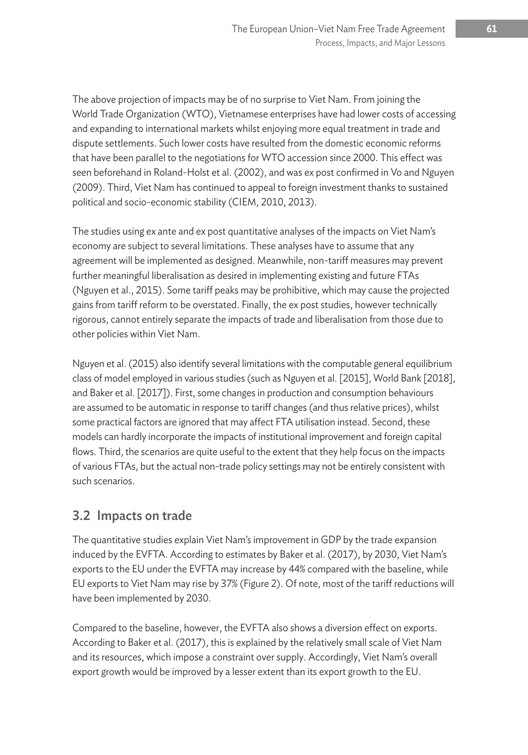The above projection of impacts may be of no surprise to Viet Nam. From joining the World Trade Organization (WTO), Vietnamese enterprises have had lower costs of accessing and expanding to international markets whilst enjoying more equal treatment in trade and dispute settlements. Such lower costs have resulted from the domestic economic reforms that have been parallel to the negotiations for WTO accession since 2000. This effect was seen beforehand in Roland-Holst et al. (2002), and was ex post confirmed in Vo and Nguyen (2009). Third, Viet Nam has continued to appeal to foreign investment thanks to sustained political and socio-economic stability (CIEM, 2010, 2013).

The studies using ex ante and ex post quantitative analyses of the impacts on Viet Nam's economy are subject to several limitations. These analyses have to assume that any agreement will be implemented as designed. Meanwhile, non-tariff measures may prevent further meaningful liberalisation as desired in implementing existing and future FTAs (Nguyen et al., 2015). Some tariff peaks may be prohibitive, which may cause the projected gains from tariff reform to be overstated. Finally, the ex post studies, however technically rigorous, cannot entirely separate the impacts of trade and liberalisation from those due to other policies within Viet Nam.

Nguyen et al. (2015) also identify several limitations with the computable general equilibrium class of model employed in various studies (such as Nguyen et al. [2015], World Bank [2018], and Baker et al. [2017]). First, some changes in production and consumption behaviours are assumed to be automatic in response to tariff changes (and thus relative prices), whilst some practical factors are ignored that may affect FTA utilisation instead. Second, these models can hardly incorporate the impacts of institutional improvement and foreign capital flows. Third, the scenarios are quite useful to the extent that they help focus on the impacts of various FTAs, but the actual non-trade policy settings may not be entirely consistent with such scenarios.

## 3.2 Impacts on trade

The quantitative studies explain Viet Nam's improvement in GDP by the trade expansion induced by the EVFTA. According to estimates by Baker et al. (2017), by 2030, Viet Nam's exports to the EU under the EVFTA may increase by 44% compared with the baseline, while EU exports to Viet Nam may rise by 37% (Figure 2). Of note, most of the tariff reductions will have been implemented by 2030.

Compared to the baseline, however, the EVFTA also shows a diversion effect on exports. According to Baker et al. (2017), this is explained by the relatively small scale of Viet Nam and its resources, which impose a constraint over supply. Accordingly, Viet Nam's overall export growth would be improved by a lesser extent than its export growth to the EU.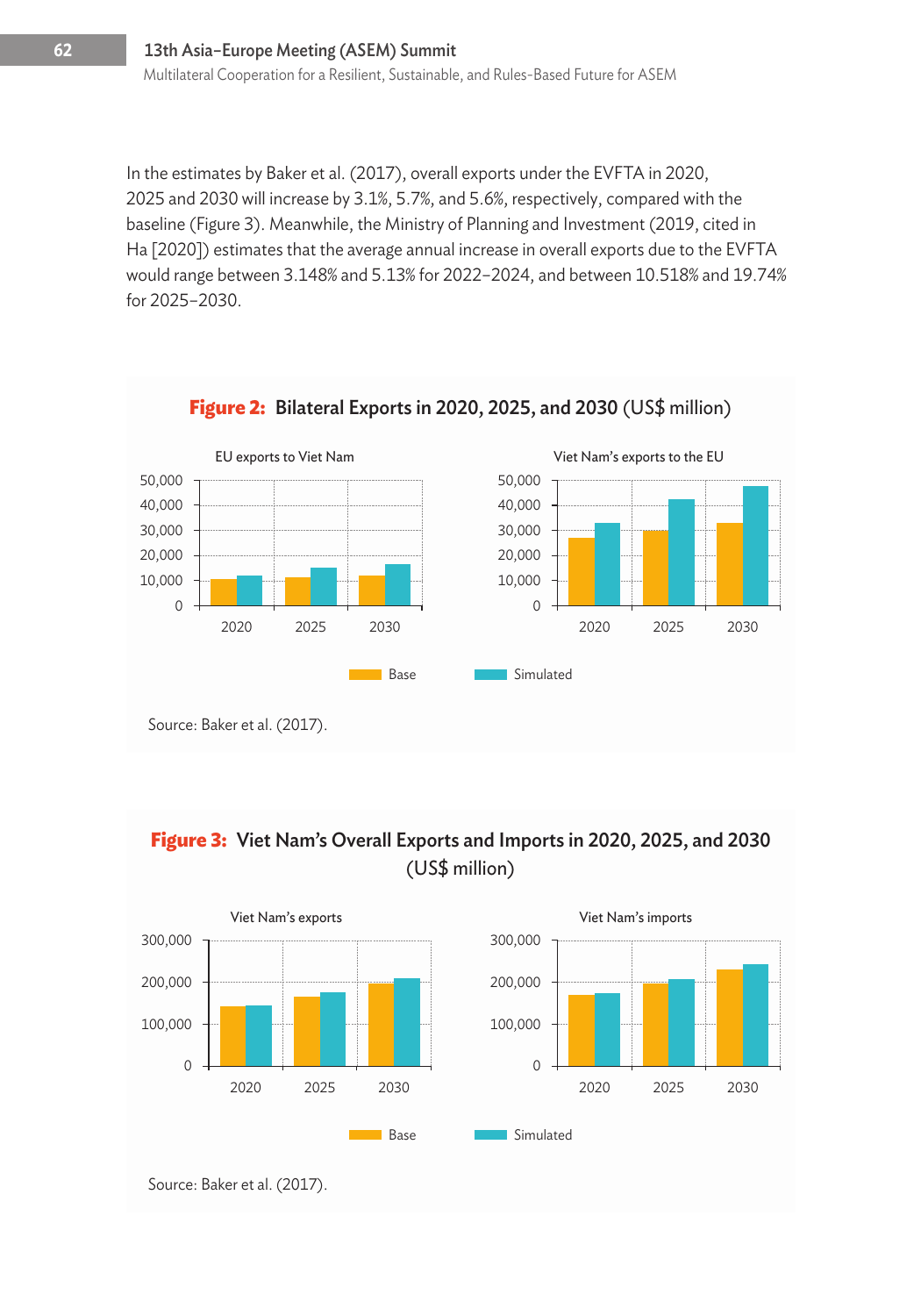In the estimates by Baker et al. (2017), overall exports under the EVFTA in 2020, 2025 and 2030 will increase by 3.1%, 5.7%, and 5.6%, respectively, compared with the baseline (Figure 3). Meanwhile, the Ministry of Planning and Investment (2019, cited in Ha [2020]) estimates that the average annual increase in overall exports due to the EVFTA would range between 3.148% and 5.13% for 2022–2024, and between 10.518% and 19.74% for 2025–2030.

**Figure 2: Bilateral Exports in 2020, 2025, and 2030** (US$ million)

Source: Baker et al. (2017).

**Figure 3: Viet Nam's Overall Exports and Imports in 2020, 2025, and 2030** (US$ million)

Source: Baker et al. (2017).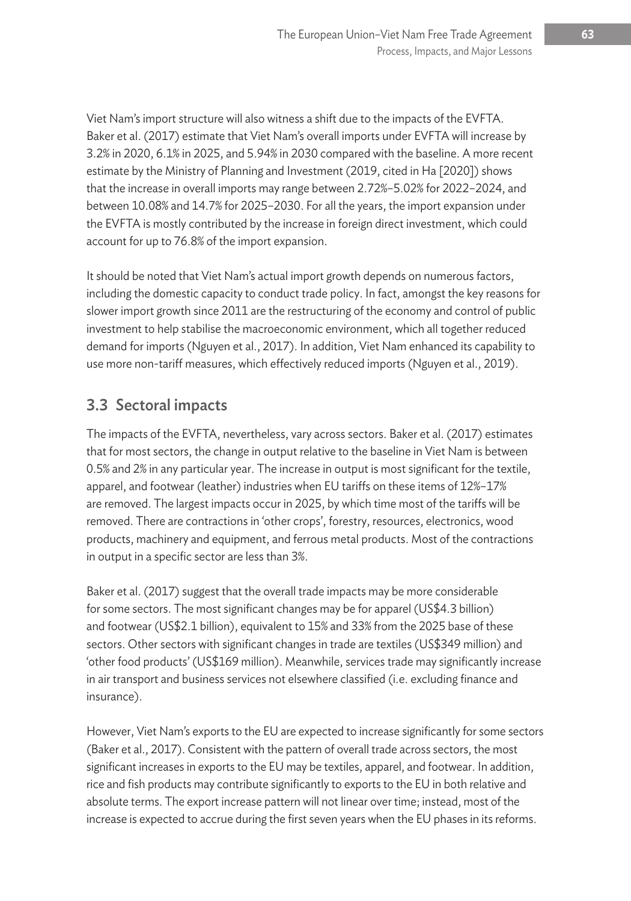Viet Nam's import structure will also witness a shift due to the impacts of the EVFTA. Baker et al. (2017) estimate that Viet Nam's overall imports under EVFTA will increase by 3.2% in 2020, 6.1% in 2025, and 5.94% in 2030 compared with the baseline. A more recent estimate by the Ministry of Planning and Investment (2019, cited in Ha [2020]) shows that the increase in overall imports may range between 2.72%–5.02% for 2022–2024, and between 10.08% and 14.7% for 2025–2030. For all the years, the import expansion under the EVFTA is mostly contributed by the increase in foreign direct investment, which could account for up to 76.8% of the import expansion.

It should be noted that Viet Nam's actual import growth depends on numerous factors, including the domestic capacity to conduct trade policy. In fact, amongst the key reasons for slower import growth since 2011 are the restructuring of the economy and control of public investment to help stabilise the macroeconomic environment, which all together reduced demand for imports (Nguyen et al., 2017). In addition, Viet Nam enhanced its capability to use more non-tariff measures, which effectively reduced imports (Nguyen et al., 2019).

## 3.3 Sectoral impacts

The impacts of the EVFTA, nevertheless, vary across sectors. Baker et al. (2017) estimates that for most sectors, the change in output relative to the baseline in Viet Nam is between 0.5% and 2% in any particular year. The increase in output is most significant for the textile, apparel, and footwear (leather) industries when EU tariffs on these items of 12%–17% are removed. The largest impacts occur in 2025, by which time most of the tariffs will be removed. There are contractions in 'other crops', forestry, resources, electronics, wood products, machinery and equipment, and ferrous metal products. Most of the contractions in output in a specific sector are less than 3%.

Baker et al. (2017) suggest that the overall trade impacts may be more considerable for some sectors. The most significant changes may be for apparel (US$4.3 billion) and footwear (US$2.1 billion), equivalent to 15% and 33% from the 2025 base of these sectors. Other sectors with significant changes in trade are textiles (US$349 million) and 'other food products' (US$169 million). Meanwhile, services trade may significantly increase in air transport and business services not elsewhere classified (i.e. excluding finance and insurance).

However, Viet Nam's exports to the EU are expected to increase significantly for some sectors (Baker et al., 2017). Consistent with the pattern of overall trade across sectors, the most significant increases in exports to the EU may be textiles, apparel, and footwear. In addition, rice and fish products may contribute significantly to exports to the EU in both relative and absolute terms. The export increase pattern will not linear over time; instead, most of the increase is expected to accrue during the first seven years when the EU phases in its reforms.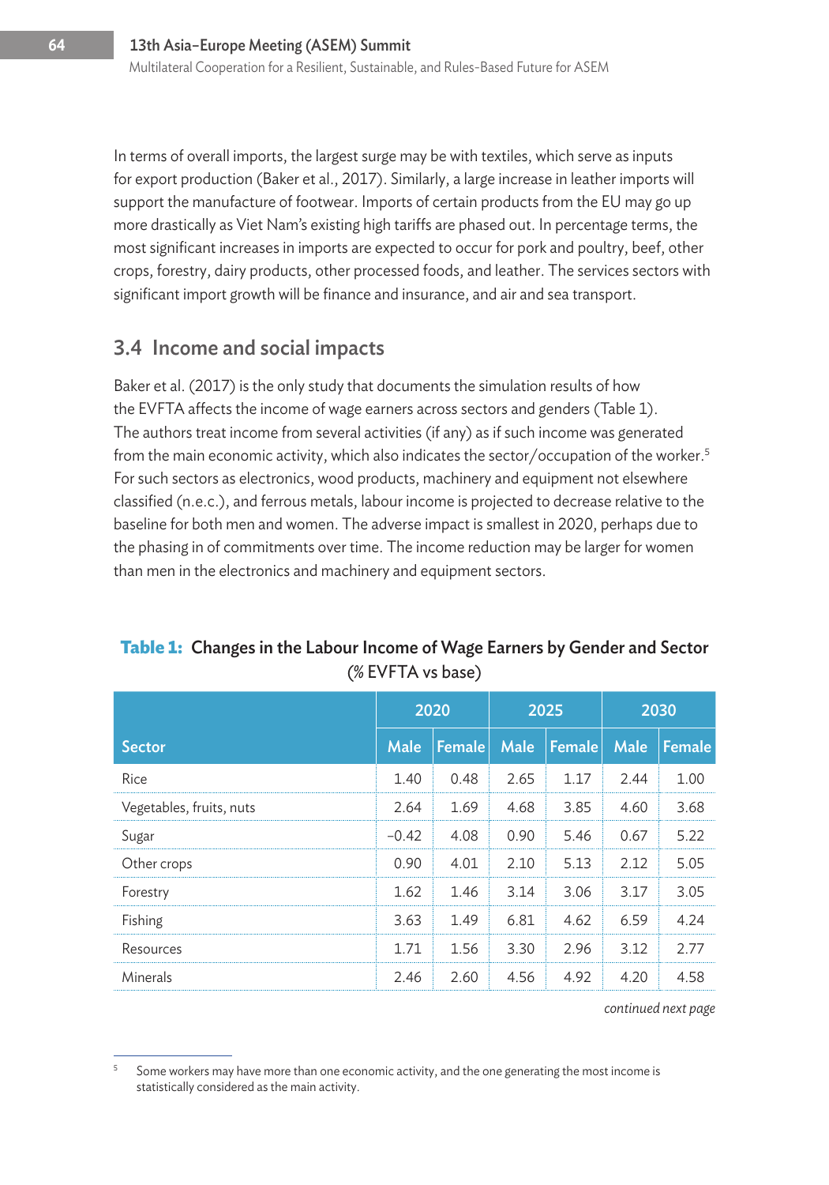In terms of overall imports, the largest surge may be with textiles, which serve as inputs for export production (Baker et al., 2017). Similarly, a large increase in leather imports will support the manufacture of footwear. Imports of certain products from the EU may go up more drastically as Viet Nam's existing high tariffs are phased out. In percentage terms, the most significant increases in imports are expected to occur for pork and poultry, beef, other crops, forestry, dairy products, other processed foods, and leather. The services sectors with significant import growth will be finance and insurance, and air and sea transport.

## 3.4 Income and social impacts

Baker et al. (2017) is the only study that documents the simulation results of how the EVFTA affects the income of wage earners across sectors and genders (Table 1). The authors treat income from several activities (if any) as if such income was generated from the main economic activity, which also indicates the sector/occupation of the worker.[5] For such sectors as electronics, wood products, machinery and equipment not elsewhere classified (n.e.c.), and ferrous metals, labour income is projected to decrease relative to the baseline for both men and women. The adverse impact is smallest in 2020, perhaps due to the phasing in of commitments over time. The income reduction may be larger for women than men in the electronics and machinery and equipment sectors.

**Table 1: Changes in the Labour Income of Wage Earners by Gender and Sector (% EVFTA vs base)**

| Sector | 2020 | | 2025 | | 2030 | |
|---|---|---|---|---|---|---|
| | Male | Female | Male | Female | Male | Female |
| Rice | 1.40 | 0.48 | 2.65 | 1.17 | 2.44 | 1.00 |
| Vegetables, fruits, nuts | 2.64 | 1.69 | 4.68 | 3.85 | 4.60 | 3.68 |
| Sugar | −0.42 | 4.08 | 0.90 | 5.46 | 0.67 | 5.22 |
| Other crops | 0.90 | 4.01 | 2.10 | 5.13 | 2.12 | 5.05 |
| Forestry | 1.62 | 1.46 | 3.14 | 3.06 | 3.17 | 3.05 |
| Fishing | 3.63 | 1.49 | 6.81 | 4.62 | 6.59 | 4.24 |
| Resources | 1.71 | 1.56 | 3.30 | 2.96 | 3.12 | 2.77 |
| Minerals | 2.46 | 2.60 | 4.56 | 4.92 | 4.20 | 4.58 |

*continued next page*

[5] Some workers may have more than one economic activity, and the one generating the most income is statistically considered as the main activity.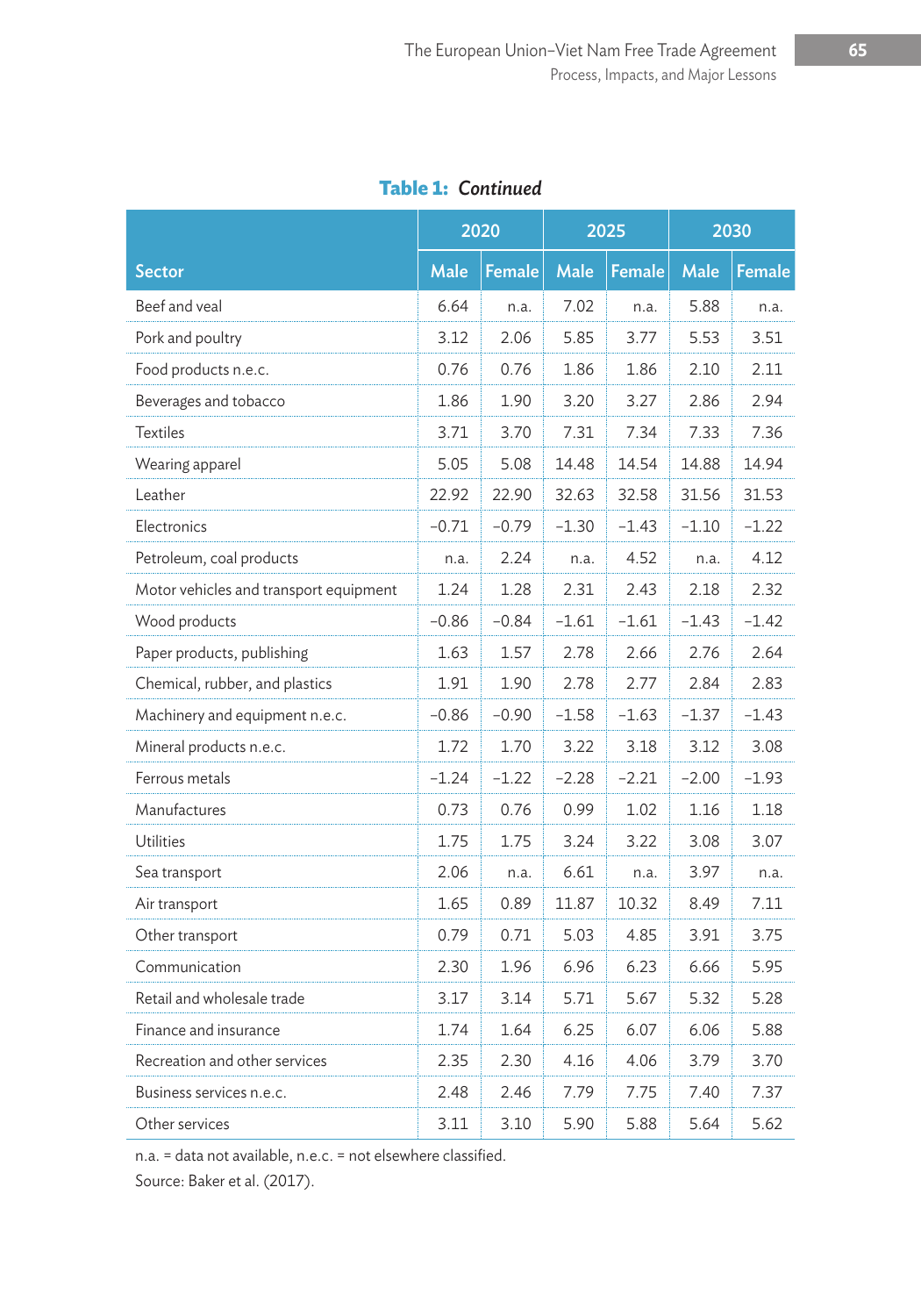**Table 1:** *Continued*

| Sector | 2020 | | 2025 | | 2030 | |
|---|---|---|---|---|---|---|
| | Male | Female | Male | Female | Male | Female |
| Beef and veal | 6.64 | n.a. | 7.02 | n.a. | 5.88 | n.a. |
| Pork and poultry | 3.12 | 2.06 | 5.85 | 3.77 | 5.53 | 3.51 |
| Food products n.e.c. | 0.76 | 0.76 | 1.86 | 1.86 | 2.10 | 2.11 |
| Beverages and tobacco | 1.86 | 1.90 | 3.20 | 3.27 | 2.86 | 2.94 |
| Textiles | 3.71 | 3.70 | 7.31 | 7.34 | 7.33 | 7.36 |
| Wearing apparel | 5.05 | 5.08 | 14.48 | 14.54 | 14.88 | 14.94 |
| Leather | 22.92 | 22.90 | 32.63 | 32.58 | 31.56 | 31.53 |
| Electronics | −0.71 | −0.79 | −1.30 | −1.43 | −1.10 | −1.22 |
| Petroleum, coal products | n.a. | 2.24 | n.a. | 4.52 | n.a. | 4.12 |
| Motor vehicles and transport equipment | 1.24 | 1.28 | 2.31 | 2.43 | 2.18 | 2.32 |
| Wood products | −0.86 | −0.84 | −1.61 | −1.61 | −1.43 | −1.42 |
| Paper products, publishing | 1.63 | 1.57 | 2.78 | 2.66 | 2.76 | 2.64 |
| Chemical, rubber, and plastics | 1.91 | 1.90 | 2.78 | 2.77 | 2.84 | 2.83 |
| Machinery and equipment n.e.c. | −0.86 | −0.90 | −1.58 | −1.63 | −1.37 | −1.43 |
| Mineral products n.e.c. | 1.72 | 1.70 | 3.22 | 3.18 | 3.12 | 3.08 |
| Ferrous metals | −1.24 | −1.22 | −2.28 | −2.21 | −2.00 | −1.93 |
| Manufactures | 0.73 | 0.76 | 0.99 | 1.02 | 1.16 | 1.18 |
| Utilities | 1.75 | 1.75 | 3.24 | 3.22 | 3.08 | 3.07 |
| Sea transport | 2.06 | n.a. | 6.61 | n.a. | 3.97 | n.a. |
| Air transport | 1.65 | 0.89 | 11.87 | 10.32 | 8.49 | 7.11 |
| Other transport | 0.79 | 0.71 | 5.03 | 4.85 | 3.91 | 3.75 |
| Communication | 2.30 | 1.96 | 6.96 | 6.23 | 6.66 | 5.95 |
| Retail and wholesale trade | 3.17 | 3.14 | 5.71 | 5.67 | 5.32 | 5.28 |
| Finance and insurance | 1.74 | 1.64 | 6.25 | 6.07 | 6.06 | 5.88 |
| Recreation and other services | 2.35 | 2.30 | 4.16 | 4.06 | 3.79 | 3.70 |
| Business services n.e.c. | 2.48 | 2.46 | 7.79 | 7.75 | 7.40 | 7.37 |
| Other services | 3.11 | 3.10 | 5.90 | 5.88 | 5.64 | 5.62 |

n.a. = data not available, n.e.c. = not elsewhere classified.

Source: Baker et al. (2017).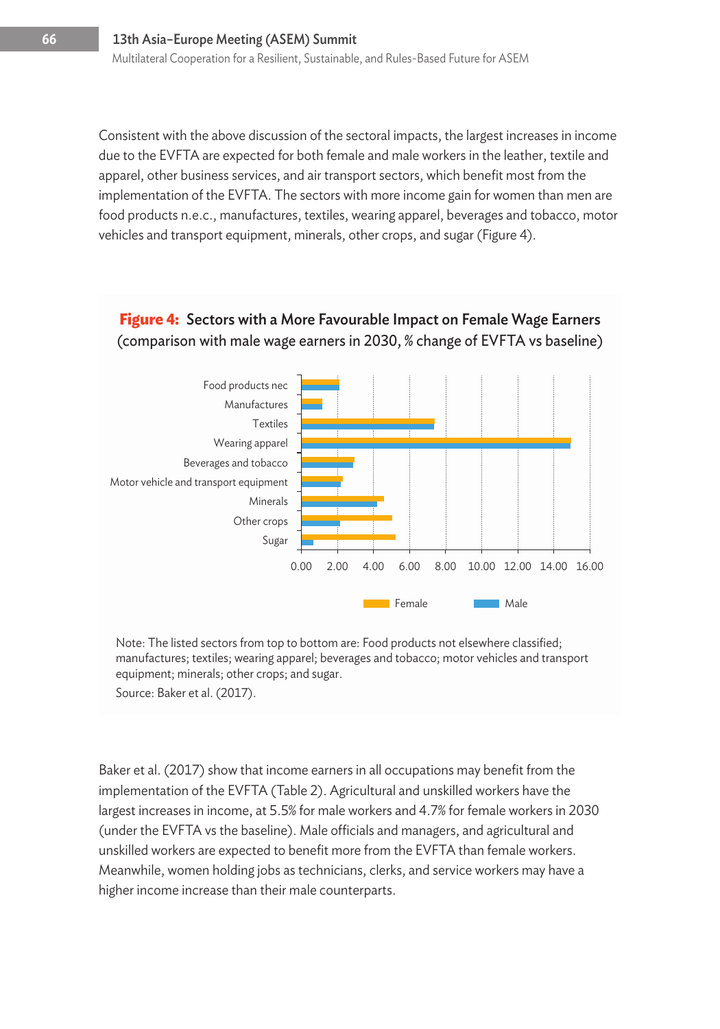Consistent with the above discussion of the sectoral impacts, the largest increases in income due to the EVFTA are expected for both female and male workers in the leather, textile and apparel, other business services, and air transport sectors, which benefit most from the implementation of the EVFTA. The sectors with more income gain for women than men are food products n.e.c., manufactures, textiles, wearing apparel, beverages and tobacco, motor vehicles and transport equipment, minerals, other crops, and sugar (Figure 4).

**Figure 4: Sectors with a More Favourable Impact on Female Wage Earners** (comparison with male wage earners in 2030, % change of EVFTA vs baseline)

Note: The listed sectors from top to bottom are: Food products not elsewhere classified; manufactures; textiles; wearing apparel; beverages and tobacco; motor vehicles and transport equipment; minerals; other crops; and sugar.

Source: Baker et al. (2017).

Baker et al. (2017) show that income earners in all occupations may benefit from the implementation of the EVFTA (Table 2). Agricultural and unskilled workers have the largest increases in income, at 5.5% for male workers and 4.7% for female workers in 2030 (under the EVFTA vs the baseline). Male officials and managers, and agricultural and unskilled workers are expected to benefit more from the EVFTA than female workers. Meanwhile, women holding jobs as technicians, clerks, and service workers may have a higher income increase than their male counterparts.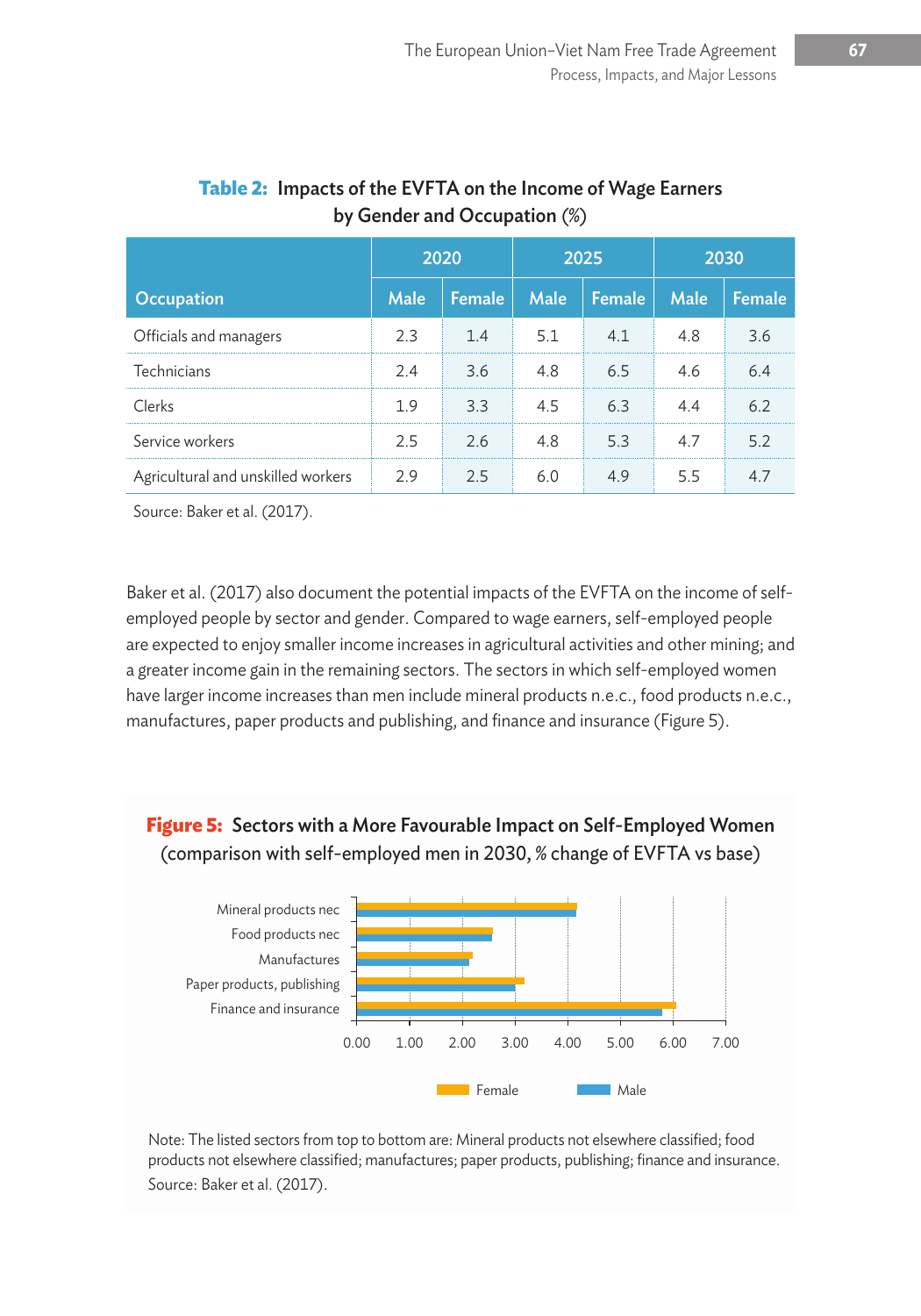**Table 2: Impacts of the EVFTA on the Income of Wage Earners by Gender and Occupation (%)**

| Occupation | 2020 | | 2025 | | 2030 | |
|---|---|---|---|---|---|---|
| | Male | Female | Male | Female | Male | Female |
| Officials and managers | 2.3 | 1.4 | 5.1 | 4.1 | 4.8 | 3.6 |
| Technicians | 2.4 | 3.6 | 4.8 | 6.5 | 4.6 | 6.4 |
| Clerks | 1.9 | 3.3 | 4.5 | 6.3 | 4.4 | 6.2 |
| Service workers | 2.5 | 2.6 | 4.8 | 5.3 | 4.7 | 5.2 |
| Agricultural and unskilled workers | 2.9 | 2.5 | 6.0 | 4.9 | 5.5 | 4.7 |

Source: Baker et al. (2017).

Baker et al. (2017) also document the potential impacts of the EVFTA on the income of self-employed people by sector and gender. Compared to wage earners, self-employed people are expected to enjoy smaller income increases in agricultural activities and other mining; and a greater income gain in the remaining sectors. The sectors in which self-employed women have larger income increases than men include mineral products n.e.c., food products n.e.c., manufactures, paper products and publishing, and finance and insurance (Figure 5).

**Figure 5: Sectors with a More Favourable Impact on Self-Employed Women (comparison with self-employed men in 2030, % change of EVFTA vs base)**

Note: The listed sectors from top to bottom are: Mineral products not elsewhere classified; food products not elsewhere classified; manufactures; paper products, publishing; finance and insurance.

Source: Baker et al. (2017).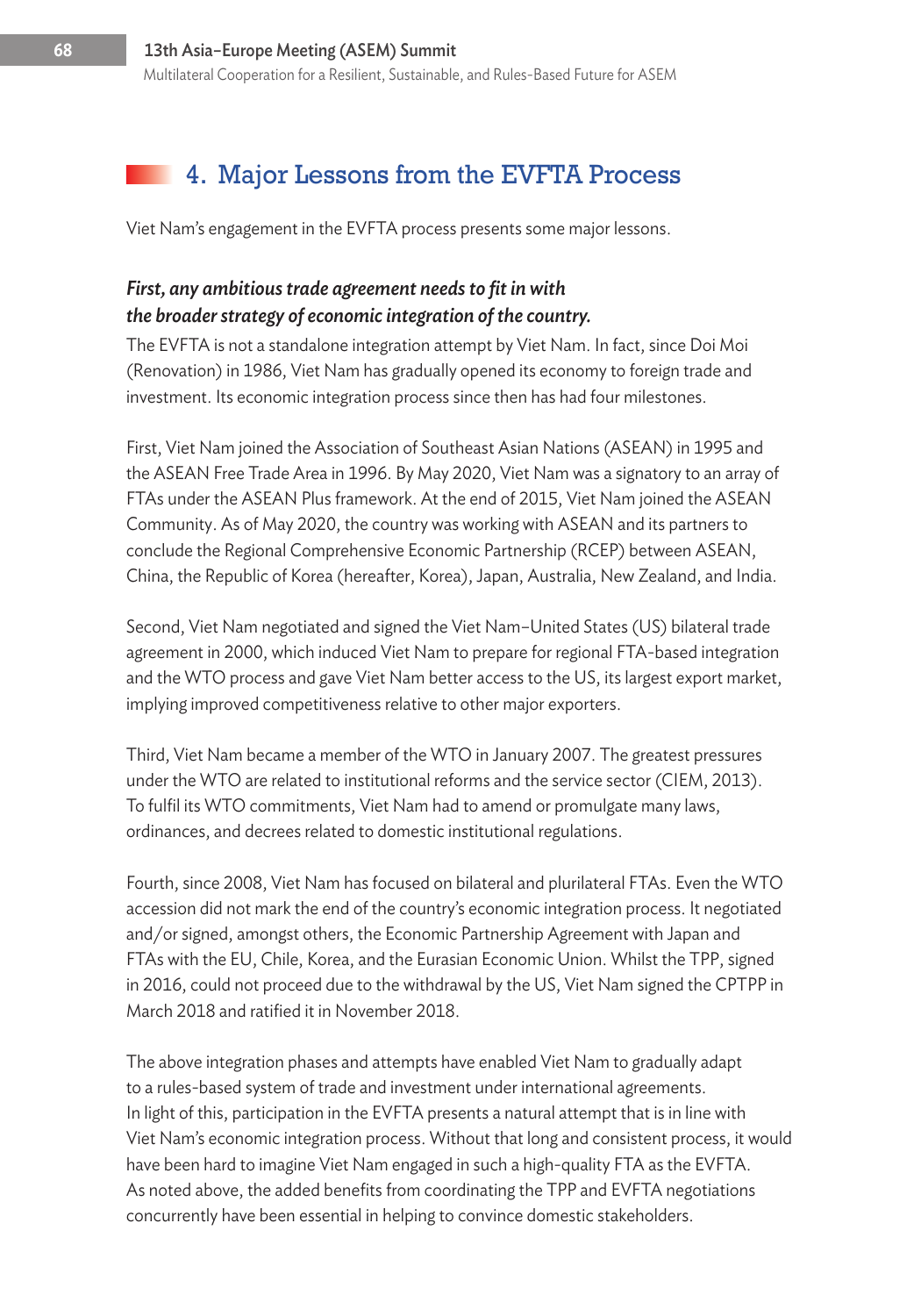## 4. Major Lessons from the EVFTA Process

Viet Nam's engagement in the EVFTA process presents some major lessons.

***First, any ambitious trade agreement needs to fit in with the broader strategy of economic integration of the country.***

The EVFTA is not a standalone integration attempt by Viet Nam. In fact, since Doi Moi (Renovation) in 1986, Viet Nam has gradually opened its economy to foreign trade and investment. Its economic integration process since then has had four milestones.

First, Viet Nam joined the Association of Southeast Asian Nations (ASEAN) in 1995 and the ASEAN Free Trade Area in 1996. By May 2020, Viet Nam was a signatory to an array of FTAs under the ASEAN Plus framework. At the end of 2015, Viet Nam joined the ASEAN Community. As of May 2020, the country was working with ASEAN and its partners to conclude the Regional Comprehensive Economic Partnership (RCEP) between ASEAN, China, the Republic of Korea (hereafter, Korea), Japan, Australia, New Zealand, and India.

Second, Viet Nam negotiated and signed the Viet Nam–United States (US) bilateral trade agreement in 2000, which induced Viet Nam to prepare for regional FTA-based integration and the WTO process and gave Viet Nam better access to the US, its largest export market, implying improved competitiveness relative to other major exporters.

Third, Viet Nam became a member of the WTO in January 2007. The greatest pressures under the WTO are related to institutional reforms and the service sector (CIEM, 2013). To fulfil its WTO commitments, Viet Nam had to amend or promulgate many laws, ordinances, and decrees related to domestic institutional regulations.

Fourth, since 2008, Viet Nam has focused on bilateral and plurilateral FTAs. Even the WTO accession did not mark the end of the country's economic integration process. It negotiated and/or signed, amongst others, the Economic Partnership Agreement with Japan and FTAs with the EU, Chile, Korea, and the Eurasian Economic Union. Whilst the TPP, signed in 2016, could not proceed due to the withdrawal by the US, Viet Nam signed the CPTPP in March 2018 and ratified it in November 2018.

The above integration phases and attempts have enabled Viet Nam to gradually adapt to a rules-based system of trade and investment under international agreements. In light of this, participation in the EVFTA presents a natural attempt that is in line with Viet Nam's economic integration process. Without that long and consistent process, it would have been hard to imagine Viet Nam engaged in such a high-quality FTA as the EVFTA. As noted above, the added benefits from coordinating the TPP and EVFTA negotiations concurrently have been essential in helping to convince domestic stakeholders.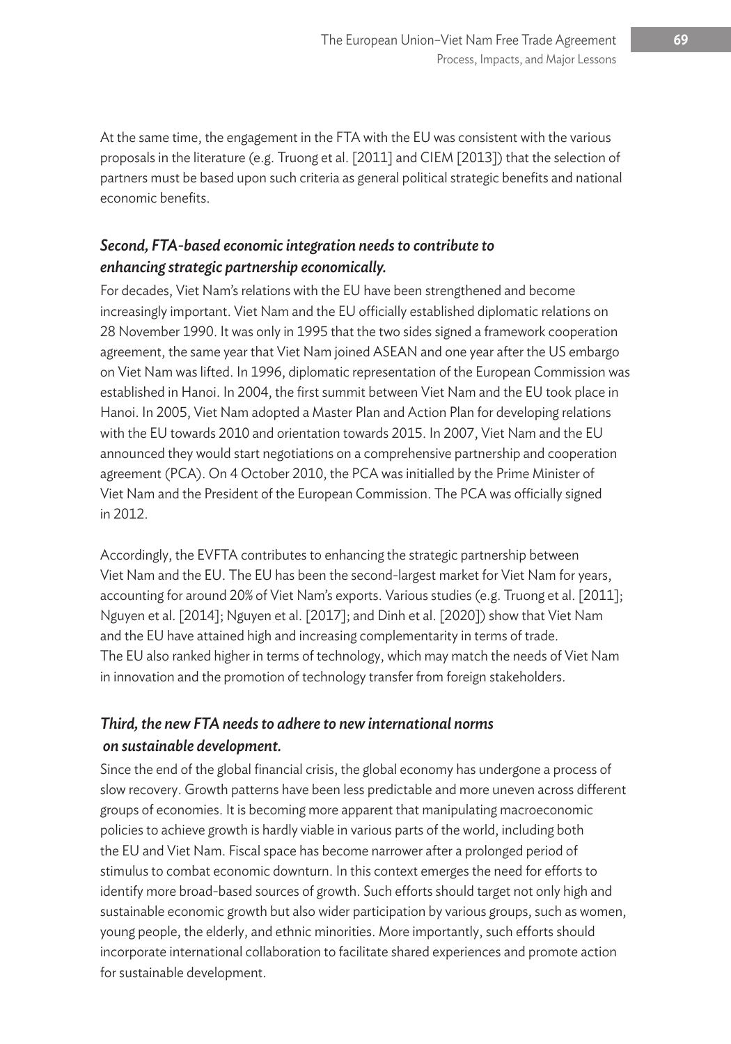At the same time, the engagement in the FTA with the EU was consistent with the various proposals in the literature (e.g. Truong et al. [2011] and CIEM [2013]) that the selection of partners must be based upon such criteria as general political strategic benefits and national economic benefits.

***Second, FTA-based economic integration needs to contribute to enhancing strategic partnership economically.***

For decades, Viet Nam's relations with the EU have been strengthened and become increasingly important. Viet Nam and the EU officially established diplomatic relations on 28 November 1990. It was only in 1995 that the two sides signed a framework cooperation agreement, the same year that Viet Nam joined ASEAN and one year after the US embargo on Viet Nam was lifted. In 1996, diplomatic representation of the European Commission was established in Hanoi. In 2004, the first summit between Viet Nam and the EU took place in Hanoi. In 2005, Viet Nam adopted a Master Plan and Action Plan for developing relations with the EU towards 2010 and orientation towards 2015. In 2007, Viet Nam and the EU announced they would start negotiations on a comprehensive partnership and cooperation agreement (PCA). On 4 October 2010, the PCA was initialled by the Prime Minister of Viet Nam and the President of the European Commission. The PCA was officially signed in 2012.

Accordingly, the EVFTA contributes to enhancing the strategic partnership between Viet Nam and the EU. The EU has been the second-largest market for Viet Nam for years, accounting for around 20% of Viet Nam's exports. Various studies (e.g. Truong et al. [2011]; Nguyen et al. [2014]; Nguyen et al. [2017]; and Dinh et al. [2020]) show that Viet Nam and the EU have attained high and increasing complementarity in terms of trade. The EU also ranked higher in terms of technology, which may match the needs of Viet Nam in innovation and the promotion of technology transfer from foreign stakeholders.

***Third, the new FTA needs to adhere to new international norms on sustainable development.***

Since the end of the global financial crisis, the global economy has undergone a process of slow recovery. Growth patterns have been less predictable and more uneven across different groups of economies. It is becoming more apparent that manipulating macroeconomic policies to achieve growth is hardly viable in various parts of the world, including both the EU and Viet Nam. Fiscal space has become narrower after a prolonged period of stimulus to combat economic downturn. In this context emerges the need for efforts to identify more broad-based sources of growth. Such efforts should target not only high and sustainable economic growth but also wider participation by various groups, such as women, young people, the elderly, and ethnic minorities. More importantly, such efforts should incorporate international collaboration to facilitate shared experiences and promote action for sustainable development.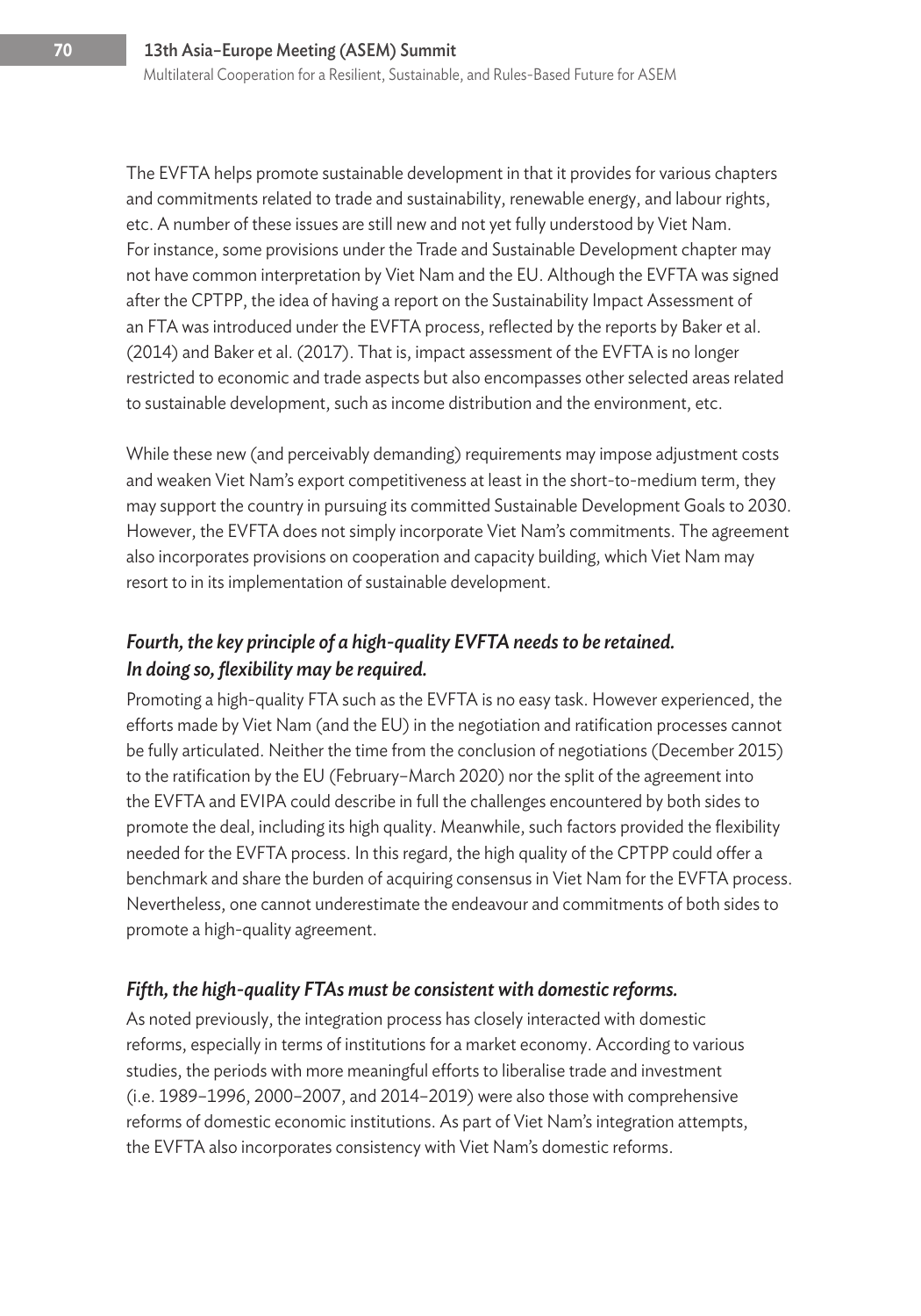The EVFTA helps promote sustainable development in that it provides for various chapters and commitments related to trade and sustainability, renewable energy, and labour rights, etc. A number of these issues are still new and not yet fully understood by Viet Nam. For instance, some provisions under the Trade and Sustainable Development chapter may not have common interpretation by Viet Nam and the EU. Although the EVFTA was signed after the CPTPP, the idea of having a report on the Sustainability Impact Assessment of an FTA was introduced under the EVFTA process, reflected by the reports by Baker et al. (2014) and Baker et al. (2017). That is, impact assessment of the EVFTA is no longer restricted to economic and trade aspects but also encompasses other selected areas related to sustainable development, such as income distribution and the environment, etc.

While these new (and perceivably demanding) requirements may impose adjustment costs and weaken Viet Nam's export competitiveness at least in the short-to-medium term, they may support the country in pursuing its committed Sustainable Development Goals to 2030. However, the EVFTA does not simply incorporate Viet Nam's commitments. The agreement also incorporates provisions on cooperation and capacity building, which Viet Nam may resort to in its implementation of sustainable development.

***Fourth, the key principle of a high-quality EVFTA needs to be retained. In doing so, flexibility may be required.***

Promoting a high-quality FTA such as the EVFTA is no easy task. However experienced, the efforts made by Viet Nam (and the EU) in the negotiation and ratification processes cannot be fully articulated. Neither the time from the conclusion of negotiations (December 2015) to the ratification by the EU (February–March 2020) nor the split of the agreement into the EVFTA and EVIPA could describe in full the challenges encountered by both sides to promote the deal, including its high quality. Meanwhile, such factors provided the flexibility needed for the EVFTA process. In this regard, the high quality of the CPTPP could offer a benchmark and share the burden of acquiring consensus in Viet Nam for the EVFTA process. Nevertheless, one cannot underestimate the endeavour and commitments of both sides to promote a high-quality agreement.

***Fifth, the high-quality FTAs must be consistent with domestic reforms.***

As noted previously, the integration process has closely interacted with domestic reforms, especially in terms of institutions for a market economy. According to various studies, the periods with more meaningful efforts to liberalise trade and investment (i.e. 1989–1996, 2000–2007, and 2014–2019) were also those with comprehensive reforms of domestic economic institutions. As part of Viet Nam's integration attempts, the EVFTA also incorporates consistency with Viet Nam's domestic reforms.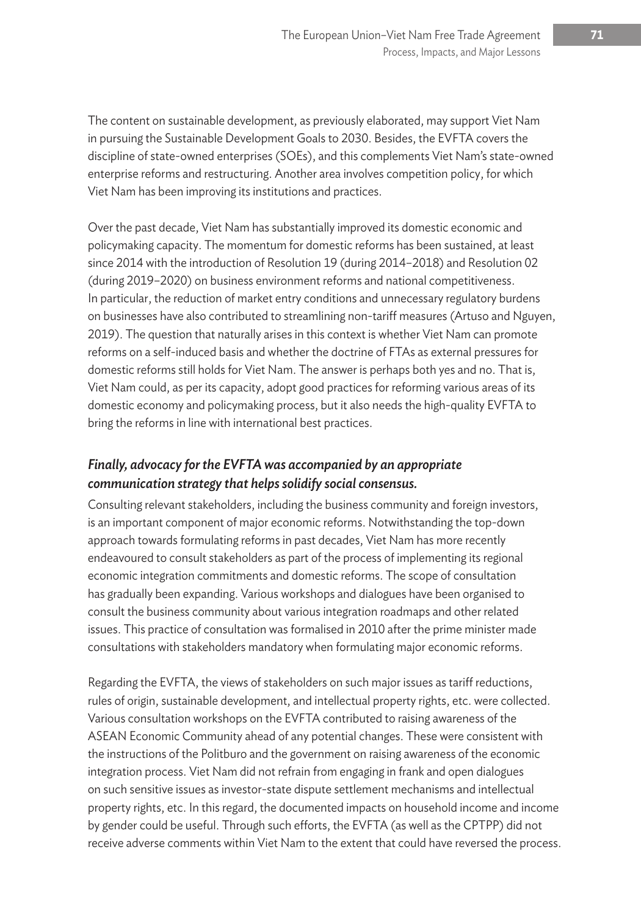The content on sustainable development, as previously elaborated, may support Viet Nam in pursuing the Sustainable Development Goals to 2030. Besides, the EVFTA covers the discipline of state-owned enterprises (SOEs), and this complements Viet Nam's state-owned enterprise reforms and restructuring. Another area involves competition policy, for which Viet Nam has been improving its institutions and practices.

Over the past decade, Viet Nam has substantially improved its domestic economic and policymaking capacity. The momentum for domestic reforms has been sustained, at least since 2014 with the introduction of Resolution 19 (during 2014–2018) and Resolution 02 (during 2019–2020) on business environment reforms and national competitiveness. In particular, the reduction of market entry conditions and unnecessary regulatory burdens on businesses have also contributed to streamlining non-tariff measures (Artuso and Nguyen, 2019). The question that naturally arises in this context is whether Viet Nam can promote reforms on a self-induced basis and whether the doctrine of FTAs as external pressures for domestic reforms still holds for Viet Nam. The answer is perhaps both yes and no. That is, Viet Nam could, as per its capacity, adopt good practices for reforming various areas of its domestic economy and policymaking process, but it also needs the high-quality EVFTA to bring the reforms in line with international best practices.

***Finally, advocacy for the EVFTA was accompanied by an appropriate communication strategy that helps solidify social consensus.***

Consulting relevant stakeholders, including the business community and foreign investors, is an important component of major economic reforms. Notwithstanding the top-down approach towards formulating reforms in past decades, Viet Nam has more recently endeavoured to consult stakeholders as part of the process of implementing its regional economic integration commitments and domestic reforms. The scope of consultation has gradually been expanding. Various workshops and dialogues have been organised to consult the business community about various integration roadmaps and other related issues. This practice of consultation was formalised in 2010 after the prime minister made consultations with stakeholders mandatory when formulating major economic reforms.

Regarding the EVFTA, the views of stakeholders on such major issues as tariff reductions, rules of origin, sustainable development, and intellectual property rights, etc. were collected. Various consultation workshops on the EVFTA contributed to raising awareness of the ASEAN Economic Community ahead of any potential changes. These were consistent with the instructions of the Politburo and the government on raising awareness of the economic integration process. Viet Nam did not refrain from engaging in frank and open dialogues on such sensitive issues as investor-state dispute settlement mechanisms and intellectual property rights, etc. In this regard, the documented impacts on household income and income by gender could be useful. Through such efforts, the EVFTA (as well as the CPTPP) did not receive adverse comments within Viet Nam to the extent that could have reversed the process.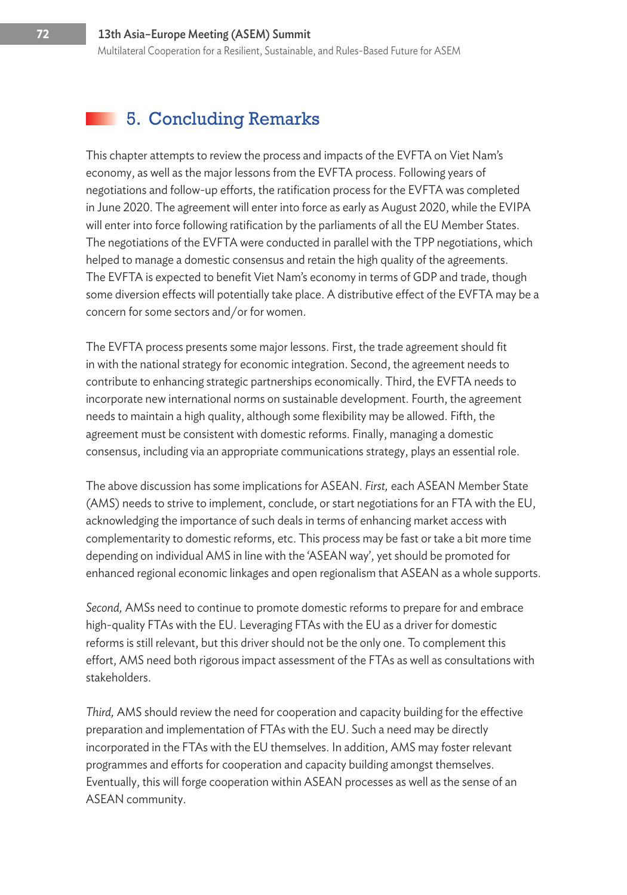## 5. Concluding Remarks

This chapter attempts to review the process and impacts of the EVFTA on Viet Nam's economy, as well as the major lessons from the EVFTA process. Following years of negotiations and follow-up efforts, the ratification process for the EVFTA was completed in June 2020. The agreement will enter into force as early as August 2020, while the EVIPA will enter into force following ratification by the parliaments of all the EU Member States. The negotiations of the EVFTA were conducted in parallel with the TPP negotiations, which helped to manage a domestic consensus and retain the high quality of the agreements. The EVFTA is expected to benefit Viet Nam's economy in terms of GDP and trade, though some diversion effects will potentially take place. A distributive effect of the EVFTA may be a concern for some sectors and/or for women.

The EVFTA process presents some major lessons. First, the trade agreement should fit in with the national strategy for economic integration. Second, the agreement needs to contribute to enhancing strategic partnerships economically. Third, the EVFTA needs to incorporate new international norms on sustainable development. Fourth, the agreement needs to maintain a high quality, although some flexibility may be allowed. Fifth, the agreement must be consistent with domestic reforms. Finally, managing a domestic consensus, including via an appropriate communications strategy, plays an essential role.

The above discussion has some implications for ASEAN. *First,* each ASEAN Member State (AMS) needs to strive to implement, conclude, or start negotiations for an FTA with the EU, acknowledging the importance of such deals in terms of enhancing market access with complementarity to domestic reforms, etc. This process may be fast or take a bit more time depending on individual AMS in line with the 'ASEAN way', yet should be promoted for enhanced regional economic linkages and open regionalism that ASEAN as a whole supports.

*Second,* AMSs need to continue to promote domestic reforms to prepare for and embrace high-quality FTAs with the EU. Leveraging FTAs with the EU as a driver for domestic reforms is still relevant, but this driver should not be the only one. To complement this effort, AMS need both rigorous impact assessment of the FTAs as well as consultations with stakeholders.

*Third,* AMS should review the need for cooperation and capacity building for the effective preparation and implementation of FTAs with the EU. Such a need may be directly incorporated in the FTAs with the EU themselves. In addition, AMS may foster relevant programmes and efforts for cooperation and capacity building amongst themselves. Eventually, this will forge cooperation within ASEAN processes as well as the sense of an ASEAN community.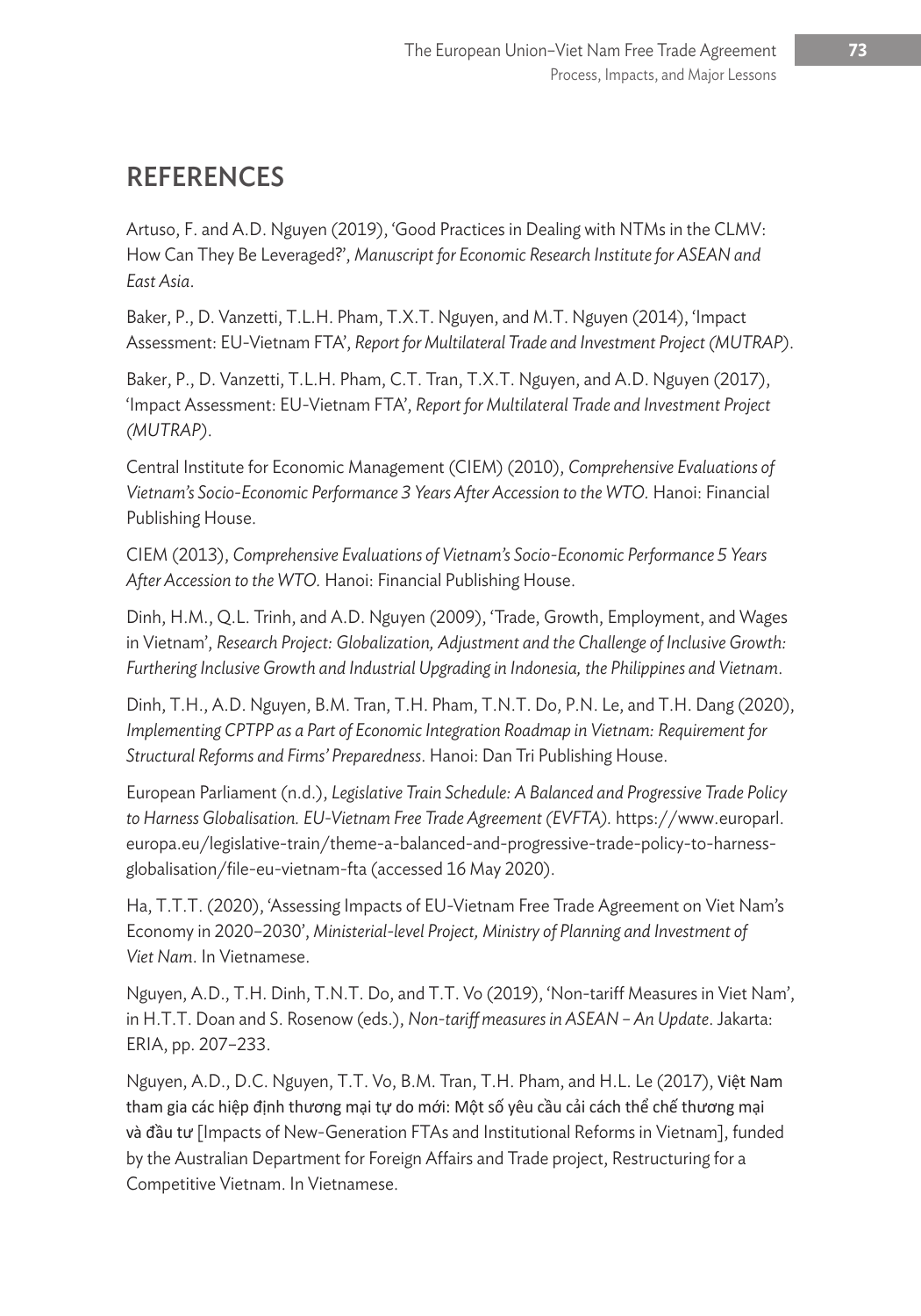## REFERENCES

Artuso, F. and A.D. Nguyen (2019), 'Good Practices in Dealing with NTMs in the CLMV: How Can They Be Leveraged?', *Manuscript for Economic Research Institute for ASEAN and East Asia*.

Baker, P., D. Vanzetti, T.L.H. Pham, T.X.T. Nguyen, and M.T. Nguyen (2014), 'Impact Assessment: EU-Vietnam FTA', *Report for Multilateral Trade and Investment Project (MUTRAP)*.

Baker, P., D. Vanzetti, T.L.H. Pham, C.T. Tran, T.X.T. Nguyen, and A.D. Nguyen (2017), 'Impact Assessment: EU-Vietnam FTA', *Report for Multilateral Trade and Investment Project (MUTRAP)*.

Central Institute for Economic Management (CIEM) (2010), *Comprehensive Evaluations of Vietnam's Socio-Economic Performance 3 Years After Accession to the WTO.* Hanoi: Financial Publishing House.

CIEM (2013), *Comprehensive Evaluations of Vietnam's Socio-Economic Performance 5 Years After Accession to the WTO.* Hanoi: Financial Publishing House.

Dinh, H.M., Q.L. Trinh, and A.D. Nguyen (2009), 'Trade, Growth, Employment, and Wages in Vietnam', *Research Project: Globalization, Adjustment and the Challenge of Inclusive Growth: Furthering Inclusive Growth and Industrial Upgrading in Indonesia, the Philippines and Vietnam*.

Dinh, T.H., A.D. Nguyen, B.M. Tran, T.H. Pham, T.N.T. Do, P.N. Le, and T.H. Dang (2020), *Implementing CPTPP as a Part of Economic Integration Roadmap in Vietnam: Requirement for Structural Reforms and Firms' Preparedness*. Hanoi: Dan Tri Publishing House.

European Parliament (n.d.), *Legislative Train Schedule: A Balanced and Progressive Trade Policy to Harness Globalisation. EU-Vietnam Free Trade Agreement (EVFTA).* https://www.europarl.europa.eu/legislative-train/theme-a-balanced-and-progressive-trade-policy-to-harness-globalisation/file-eu-vietnam-fta (accessed 16 May 2020).

Ha, T.T.T. (2020), 'Assessing Impacts of EU-Vietnam Free Trade Agreement on Viet Nam's Economy in 2020–2030', *Ministerial-level Project, Ministry of Planning and Investment of Viet Nam*. In Vietnamese.

Nguyen, A.D., T.H. Dinh, T.N.T. Do, and T.T. Vo (2019), 'Non-tariff Measures in Viet Nam', in H.T.T. Doan and S. Rosenow (eds.), *Non-tariff measures in ASEAN – An Update*. Jakarta: ERIA, pp. 207–233.

Nguyen, A.D., D.C. Nguyen, T.T. Vo, B.M. Tran, T.H. Pham, and H.L. Le (2017), Việt Nam tham gia các hiệp định thương mại tự do mới: Một số yêu cầu cải cách thể chế thương mại và đầu tư [Impacts of New-Generation FTAs and Institutional Reforms in Vietnam], funded by the Australian Department for Foreign Affairs and Trade project, Restructuring for a Competitive Vietnam. In Vietnamese.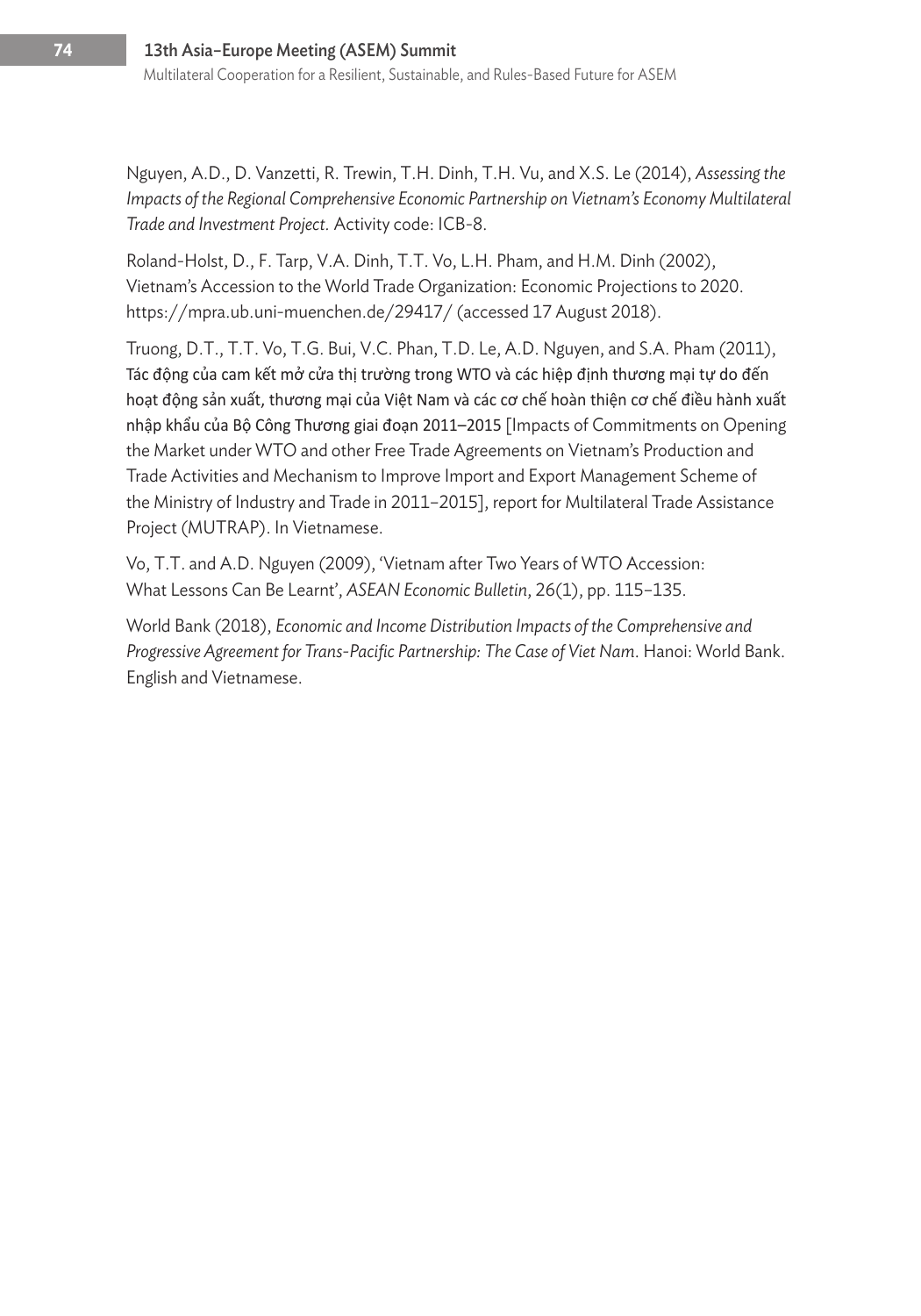Nguyen, A.D., D. Vanzetti, R. Trewin, T.H. Dinh, T.H. Vu, and X.S. Le (2014), *Assessing the Impacts of the Regional Comprehensive Economic Partnership on Vietnam's Economy Multilateral Trade and Investment Project.* Activity code: ICB-8.

Roland-Holst, D., F. Tarp, V.A. Dinh, T.T. Vo, L.H. Pham, and H.M. Dinh (2002), Vietnam's Accession to the World Trade Organization: Economic Projections to 2020. https://mpra.ub.uni-muenchen.de/29417/ (accessed 17 August 2018).

Truong, D.T., T.T. Vo, T.G. Bui, V.C. Phan, T.D. Le, A.D. Nguyen, and S.A. Pham (2011), Tác động của cam kết mở cửa thị trường trong WTO và các hiệp định thương mại tự do đến hoạt động sản xuất, thương mại của Việt Nam và các cơ chế hoàn thiện cơ chế điều hành xuất nhập khẩu của Bộ Công Thương giai đoạn 2011–2015 [Impacts of Commitments on Opening the Market under WTO and other Free Trade Agreements on Vietnam's Production and Trade Activities and Mechanism to Improve Import and Export Management Scheme of the Ministry of Industry and Trade in 2011–2015], report for Multilateral Trade Assistance Project (MUTRAP). In Vietnamese.

Vo, T.T. and A.D. Nguyen (2009), 'Vietnam after Two Years of WTO Accession: What Lessons Can Be Learnt', *ASEAN Economic Bulletin*, 26(1), pp. 115–135.

World Bank (2018), *Economic and Income Distribution Impacts of the Comprehensive and Progressive Agreement for Trans-Pacific Partnership: The Case of Viet Nam*. Hanoi: World Bank. English and Vietnamese.